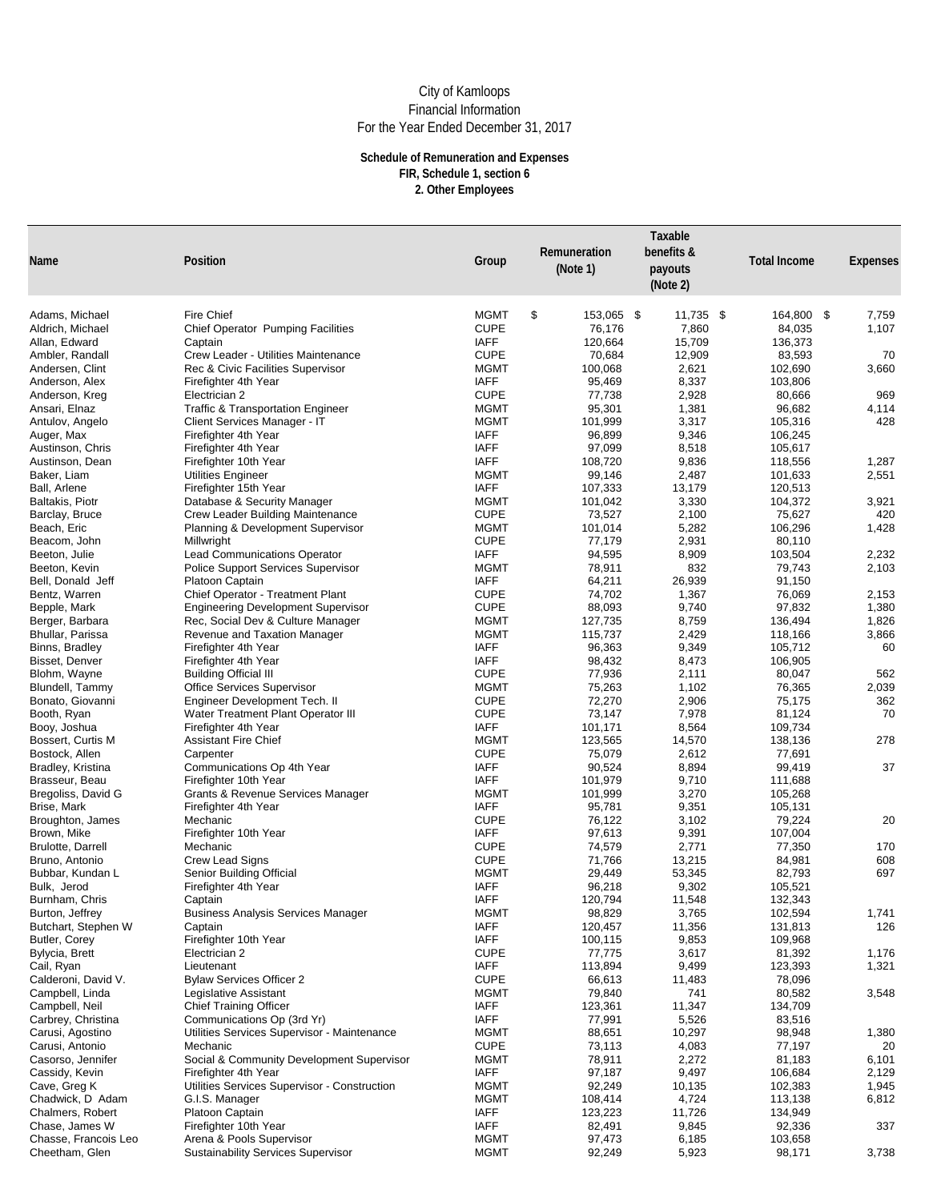City of Kamloops
Financial Information
For the Year Ended December 31, 2017

**Schedule of Remuneration and Expenses**
**FIR, Schedule 1, section 6**
**2. Other Employees**

| Name | Position | Group | Remuneration (Note 1) | Taxable benefits & payouts (Note 2) | Total Income | Expenses |
|---|---|---|---|---|---|---|
| Adams, Michael | Fire Chief | MGMT | $ 153,065 | $ 11,735 | $ 164,800 | $ 7,759 |
| Aldrich, Michael | Chief Operator Pumping Facilities | CUPE | 76,176 | 7,860 | 84,035 | 1,107 |
| Allan, Edward | Captain | IAFF | 120,664 | 15,709 | 136,373 | |
| Ambler, Randall | Crew Leader - Utilities Maintenance | CUPE | 70,684 | 12,909 | 83,593 | 70 |
| Andersen, Clint | Rec & Civic Facilities Supervisor | MGMT | 100,068 | 2,621 | 102,690 | 3,660 |
| Anderson, Alex | Firefighter 4th Year | IAFF | 95,469 | 8,337 | 103,806 | |
| Anderson, Kreg | Electrician 2 | CUPE | 77,738 | 2,928 | 80,666 | 969 |
| Ansari, Elnaz | Traffic & Transportation Engineer | MGMT | 95,301 | 1,381 | 96,682 | 4,114 |
| Antulov, Angelo | Client Services Manager - IT | MGMT | 101,999 | 3,317 | 105,316 | 428 |
| Auger, Max | Firefighter 4th Year | IAFF | 96,899 | 9,346 | 106,245 | |
| Austinson, Chris | Firefighter 4th Year | IAFF | 97,099 | 8,518 | 105,617 | |
| Austinson, Dean | Firefighter 10th Year | IAFF | 108,720 | 9,836 | 118,556 | 1,287 |
| Baker, Liam | Utilities Engineer | MGMT | 99,146 | 2,487 | 101,633 | 2,551 |
| Ball, Arlene | Firefighter 15th Year | IAFF | 107,333 | 13,179 | 120,513 | |
| Baltakis, Piotr | Database & Security Manager | MGMT | 101,042 | 3,330 | 104,372 | 3,921 |
| Barclay, Bruce | Crew Leader Building Maintenance | CUPE | 73,527 | 2,100 | 75,627 | 420 |
| Beach, Eric | Planning & Development Supervisor | MGMT | 101,014 | 5,282 | 106,296 | 1,428 |
| Beacom, John | Millwright | CUPE | 77,179 | 2,931 | 80,110 | |
| Beeton, Julie | Lead Communications Operator | IAFF | 94,595 | 8,909 | 103,504 | 2,232 |
| Beeton, Kevin | Police Support Services Supervisor | MGMT | 78,911 | 832 | 79,743 | 2,103 |
| Bell, Donald Jeff | Platoon Captain | IAFF | 64,211 | 26,939 | 91,150 | |
| Bentz, Warren | Chief Operator - Treatment Plant | CUPE | 74,702 | 1,367 | 76,069 | 2,153 |
| Bepple, Mark | Engineering Development Supervisor | CUPE | 88,093 | 9,740 | 97,832 | 1,380 |
| Berger, Barbara | Rec, Social Dev & Culture Manager | MGMT | 127,735 | 8,759 | 136,494 | 1,826 |
| Bhullar, Parissa | Revenue and Taxation Manager | MGMT | 115,737 | 2,429 | 118,166 | 3,866 |
| Binns, Bradley | Firefighter 4th Year | IAFF | 96,363 | 9,349 | 105,712 | 60 |
| Bisset, Denver | Firefighter 4th Year | IAFF | 98,432 | 8,473 | 106,905 | |
| Blohm, Wayne | Building Official III | CUPE | 77,936 | 2,111 | 80,047 | 562 |
| Blundell, Tammy | Office Services Supervisor | MGMT | 75,263 | 1,102 | 76,365 | 2,039 |
| Bonato, Giovanni | Engineer Development Tech. II | CUPE | 72,270 | 2,906 | 75,175 | 362 |
| Booth, Ryan | Water Treatment Plant Operator III | CUPE | 73,147 | 7,978 | 81,124 | 70 |
| Booy, Joshua | Firefighter 4th Year | IAFF | 101,171 | 8,564 | 109,734 | |
| Bossert, Curtis M | Assistant Fire Chief | MGMT | 123,565 | 14,570 | 138,136 | 278 |
| Bostock, Allen | Carpenter | CUPE | 75,079 | 2,612 | 77,691 | |
| Bradley, Kristina | Communications Op 4th Year | IAFF | 90,524 | 8,894 | 99,419 | 37 |
| Brasseur, Beau | Firefighter 10th Year | IAFF | 101,979 | 9,710 | 111,688 | |
| Bregoliss, David G | Grants & Revenue Services Manager | MGMT | 101,999 | 3,270 | 105,268 | |
| Brise, Mark | Firefighter 4th Year | IAFF | 95,781 | 9,351 | 105,131 | |
| Broughton, James | Mechanic | CUPE | 76,122 | 3,102 | 79,224 | 20 |
| Brown, Mike | Firefighter 10th Year | IAFF | 97,613 | 9,391 | 107,004 | |
| Brulotte, Darrell | Mechanic | CUPE | 74,579 | 2,771 | 77,350 | 170 |
| Bruno, Antonio | Crew Lead Signs | CUPE | 71,766 | 13,215 | 84,981 | 608 |
| Bubbar, Kundan L | Senior Building Official | MGMT | 29,449 | 53,345 | 82,793 | 697 |
| Bulk, Jerod | Firefighter 4th Year | IAFF | 96,218 | 9,302 | 105,521 | |
| Burnham, Chris | Captain | IAFF | 120,794 | 11,548 | 132,343 | |
| Burton, Jeffrey | Business Analysis Services Manager | MGMT | 98,829 | 3,765 | 102,594 | 1,741 |
| Butchart, Stephen W | Captain | IAFF | 120,457 | 11,356 | 131,813 | 126 |
| Butler, Corey | Firefighter 10th Year | IAFF | 100,115 | 9,853 | 109,968 | |
| Bylycia, Brett | Electrician 2 | CUPE | 77,775 | 3,617 | 81,392 | 1,176 |
| Cail, Ryan | Lieutenant | IAFF | 113,894 | 9,499 | 123,393 | 1,321 |
| Calderoni, David V. | Bylaw Services Officer 2 | CUPE | 66,613 | 11,483 | 78,096 | |
| Campbell, Linda | Legislative Assistant | MGMT | 79,840 | 741 | 80,582 | 3,548 |
| Campbell, Neil | Chief Training Officer | IAFF | 123,361 | 11,347 | 134,709 | |
| Carbrey, Christina | Communications Op (3rd Yr) | IAFF | 77,991 | 5,526 | 83,516 | |
| Carusi, Agostino | Utilities Services Supervisor - Maintenance | MGMT | 88,651 | 10,297 | 98,948 | 1,380 |
| Carusi, Antonio | Mechanic | CUPE | 73,113 | 4,083 | 77,197 | 20 |
| Casorso, Jennifer | Social & Community Development Supervisor | MGMT | 78,911 | 2,272 | 81,183 | 6,101 |
| Cassidy, Kevin | Firefighter 4th Year | IAFF | 97,187 | 9,497 | 106,684 | 2,129 |
| Cave, Greg K | Utilities Services Supervisor - Construction | MGMT | 92,249 | 10,135 | 102,383 | 1,945 |
| Chadwick, D Adam | G.I.S. Manager | MGMT | 108,414 | 4,724 | 113,138 | 6,812 |
| Chalmers, Robert | Platoon Captain | IAFF | 123,223 | 11,726 | 134,949 | |
| Chase, James W | Firefighter 10th Year | IAFF | 82,491 | 9,845 | 92,336 | 337 |
| Chasse, Francois Leo | Arena & Pools Supervisor | MGMT | 97,473 | 6,185 | 103,658 | |
| Cheetham, Glen | Sustainability Services Supervisor | MGMT | 92,249 | 5,923 | 98,171 | 3,738 |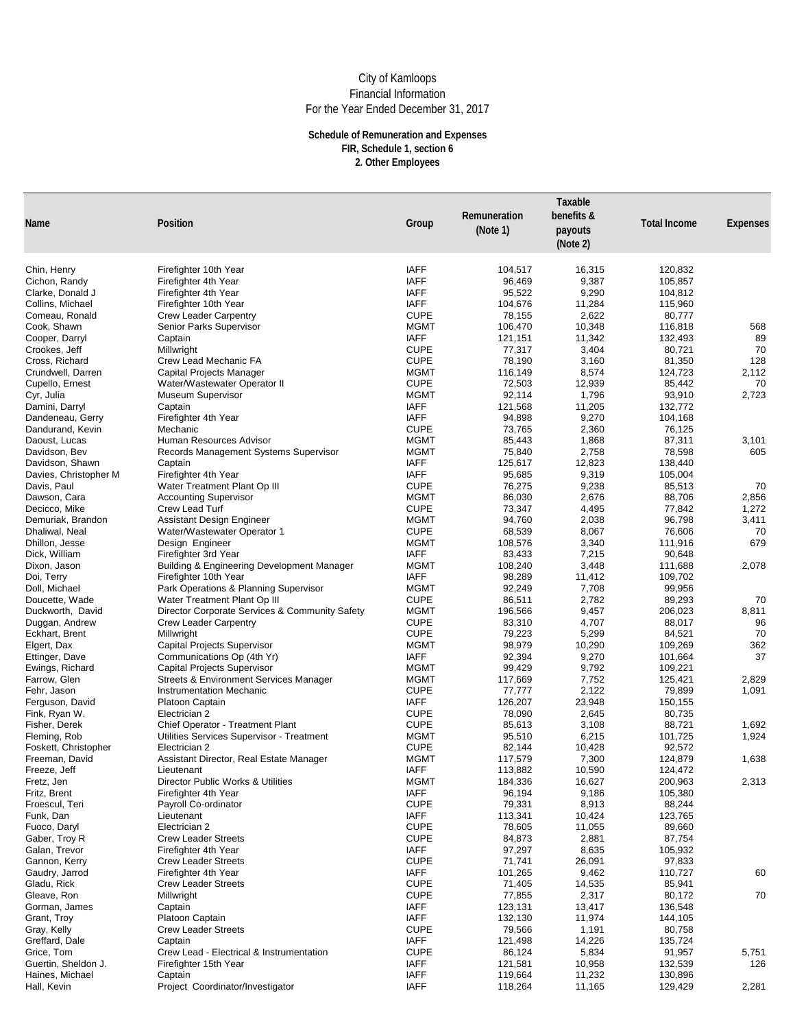City of Kamloops
Financial Information
For the Year Ended December 31, 2017

**Schedule of Remuneration and Expenses**
**FIR, Schedule 1, section 6**
**2. Other Employees**

| Name | Position | Group | Remuneration (Note 1) | Taxable benefits & payouts (Note 2) | Total Income | Expenses |
|---|---|---|---|---|---|---|
| Chin, Henry | Firefighter 10th Year | IAFF | 104,517 | 16,315 | 120,832 | |
| Cichon, Randy | Firefighter 4th Year | IAFF | 96,469 | 9,387 | 105,857 | |
| Clarke, Donald J | Firefighter 4th Year | IAFF | 95,522 | 9,290 | 104,812 | |
| Collins, Michael | Firefighter 10th Year | IAFF | 104,676 | 11,284 | 115,960 | |
| Comeau, Ronald | Crew Leader Carpentry | CUPE | 78,155 | 2,622 | 80,777 | |
| Cook, Shawn | Senior Parks Supervisor | MGMT | 106,470 | 10,348 | 116,818 | 568 |
| Cooper, Darryl | Captain | IAFF | 121,151 | 11,342 | 132,493 | 89 |
| Crookes, Jeff | Millwright | CUPE | 77,317 | 3,404 | 80,721 | 70 |
| Cross, Richard | Crew Lead Mechanic FA | CUPE | 78,190 | 3,160 | 81,350 | 128 |
| Crundwell, Darren | Capital Projects Manager | MGMT | 116,149 | 8,574 | 124,723 | 2,112 |
| Cupello, Ernest | Water/Wastewater Operator II | CUPE | 72,503 | 12,939 | 85,442 | 70 |
| Cyr, Julia | Museum Supervisor | MGMT | 92,114 | 1,796 | 93,910 | 2,723 |
| Damini, Darryl | Captain | IAFF | 121,568 | 11,205 | 132,772 | |
| Dandeneau, Gerry | Firefighter 4th Year | IAFF | 94,898 | 9,270 | 104,168 | |
| Dandurand, Kevin | Mechanic | CUPE | 73,765 | 2,360 | 76,125 | |
| Daoust, Lucas | Human Resources Advisor | MGMT | 85,443 | 1,868 | 87,311 | 3,101 |
| Davidson, Bev | Records Management Systems Supervisor | MGMT | 75,840 | 2,758 | 78,598 | 605 |
| Davidson, Shawn | Captain | IAFF | 125,617 | 12,823 | 138,440 | |
| Davies, Christopher M | Firefighter 4th Year | IAFF | 95,685 | 9,319 | 105,004 | |
| Davis, Paul | Water Treatment Plant Op III | CUPE | 76,275 | 9,238 | 85,513 | 70 |
| Dawson, Cara | Accounting Supervisor | MGMT | 86,030 | 2,676 | 88,706 | 2,856 |
| Decicco, Mike | Crew Lead Turf | CUPE | 73,347 | 4,495 | 77,842 | 1,272 |
| Demuriak, Brandon | Assistant Design Engineer | MGMT | 94,760 | 2,038 | 96,798 | 3,411 |
| Dhaliwal, Neal | Water/Wastewater Operator 1 | CUPE | 68,539 | 8,067 | 76,606 | 70 |
| Dhillon, Jesse | Design Engineer | MGMT | 108,576 | 3,340 | 111,916 | 679 |
| Dick, William | Firefighter 3rd Year | IAFF | 83,433 | 7,215 | 90,648 | |
| Dixon, Jason | Building & Engineering Development Manager | MGMT | 108,240 | 3,448 | 111,688 | 2,078 |
| Doi, Terry | Firefighter 10th Year | IAFF | 98,289 | 11,412 | 109,702 | |
| Doll, Michael | Park Operations & Planning Supervisor | MGMT | 92,249 | 7,708 | 99,956 | |
| Doucette, Wade | Water Treatment Plant Op III | CUPE | 86,511 | 2,782 | 89,293 | 70 |
| Duckworth, David | Director Corporate Services & Community Safety | MGMT | 196,566 | 9,457 | 206,023 | 8,811 |
| Duggan, Andrew | Crew Leader Carpentry | CUPE | 83,310 | 4,707 | 88,017 | 96 |
| Eckhart, Brent | Millwright | CUPE | 79,223 | 5,299 | 84,521 | 70 |
| Elgert, Dax | Capital Projects Supervisor | MGMT | 98,979 | 10,290 | 109,269 | 362 |
| Ettinger, Dave | Communications Op (4th Yr) | IAFF | 92,394 | 9,270 | 101,664 | 37 |
| Ewings, Richard | Capital Projects Supervisor | MGMT | 99,429 | 9,792 | 109,221 | |
| Farrow, Glen | Streets & Environment Services Manager | MGMT | 117,669 | 7,752 | 125,421 | 2,829 |
| Fehr, Jason | Instrumentation Mechanic | CUPE | 77,777 | 2,122 | 79,899 | 1,091 |
| Ferguson, David | Platoon Captain | IAFF | 126,207 | 23,948 | 150,155 | |
| Fink, Ryan W. | Electrician 2 | CUPE | 78,090 | 2,645 | 80,735 | |
| Fisher, Derek | Chief Operator - Treatment Plant | CUPE | 85,613 | 3,108 | 88,721 | 1,692 |
| Fleming, Rob | Utilities Services Supervisor - Treatment | MGMT | 95,510 | 6,215 | 101,725 | 1,924 |
| Foskett, Christopher | Electrician 2 | CUPE | 82,144 | 10,428 | 92,572 | |
| Freeman, David | Assistant Director, Real Estate Manager | MGMT | 117,579 | 7,300 | 124,879 | 1,638 |
| Freeze, Jeff | Lieutenant | IAFF | 113,882 | 10,590 | 124,472 | |
| Fretz, Jen | Director Public Works & Utilities | MGMT | 184,336 | 16,627 | 200,963 | 2,313 |
| Fritz, Brent | Firefighter 4th Year | IAFF | 96,194 | 9,186 | 105,380 | |
| Froescul, Teri | Payroll Co-ordinator | CUPE | 79,331 | 8,913 | 88,244 | |
| Funk, Dan | Lieutenant | IAFF | 113,341 | 10,424 | 123,765 | |
| Fuoco, Daryl | Electrician 2 | CUPE | 78,605 | 11,055 | 89,660 | |
| Gaber, Troy R | Crew Leader Streets | CUPE | 84,873 | 2,881 | 87,754 | |
| Galan, Trevor | Firefighter 4th Year | IAFF | 97,297 | 8,635 | 105,932 | |
| Gannon, Kerry | Crew Leader Streets | CUPE | 71,741 | 26,091 | 97,833 | |
| Gaudry, Jarrod | Firefighter 4th Year | IAFF | 101,265 | 9,462 | 110,727 | 60 |
| Gladu, Rick | Crew Leader Streets | CUPE | 71,405 | 14,535 | 85,941 | |
| Gleave, Ron | Millwright | CUPE | 77,855 | 2,317 | 80,172 | 70 |
| Gorman, James | Captain | IAFF | 123,131 | 13,417 | 136,548 | |
| Grant, Troy | Platoon Captain | IAFF | 132,130 | 11,974 | 144,105 | |
| Gray, Kelly | Crew Leader Streets | CUPE | 79,566 | 1,191 | 80,758 | |
| Greffard, Dale | Captain | IAFF | 121,498 | 14,226 | 135,724 | |
| Grice, Tom | Crew Lead - Electrical & Instrumentation | CUPE | 86,124 | 5,834 | 91,957 | 5,751 |
| Guertin, Sheldon J. | Firefighter 15th Year | IAFF | 121,581 | 10,958 | 132,539 | 126 |
| Haines, Michael | Captain | IAFF | 119,664 | 11,232 | 130,896 | |
| Hall, Kevin | Project Coordinator/Investigator | IAFF | 118,264 | 11,165 | 129,429 | 2,281 |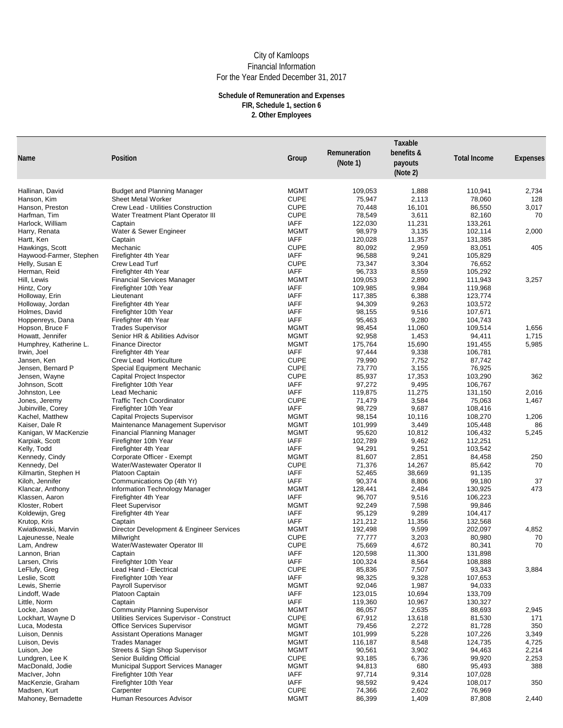City of Kamloops
Financial Information
For the Year Ended December 31, 2017

**Schedule of Remuneration and Expenses**
**FIR, Schedule 1, section 6**
**2. Other Employees**

| Name | Position | Group | Remuneration (Note 1) | Taxable benefits & payouts (Note 2) | Total Income | Expenses |
|---|---|---|---|---|---|---|
| Hallinan, David | Budget and Planning Manager | MGMT | 109,053 | 1,888 | 110,941 | 2,734 |
| Hanson, Kim | Sheet Metal Worker | CUPE | 75,947 | 2,113 | 78,060 | 128 |
| Hanson, Preston | Crew Lead - Utilities Construction | CUPE | 70,448 | 16,101 | 86,550 | 3,017 |
| Harfman, Tim | Water Treatment Plant Operator III | CUPE | 78,549 | 3,611 | 82,160 | 70 |
| Harlock, William | Captain | IAFF | 122,030 | 11,231 | 133,261 | |
| Harry, Renata | Water & Sewer Engineer | MGMT | 98,979 | 3,135 | 102,114 | 2,000 |
| Hartt, Ken | Captain | IAFF | 120,028 | 11,357 | 131,385 | |
| Hawkings, Scott | Mechanic | CUPE | 80,092 | 2,959 | 83,051 | 405 |
| Haywood-Farmer, Stephen | Firefighter 4th Year | IAFF | 96,588 | 9,241 | 105,829 | |
| Helly, Susan E | Crew Lead Turf | CUPE | 73,347 | 3,304 | 76,652 | |
| Herman, Reid | Firefighter 4th Year | IAFF | 96,733 | 8,559 | 105,292 | |
| Hill, Lewis | Financial Services Manager | MGMT | 109,053 | 2,890 | 111,943 | 3,257 |
| Hintz, Cory | Firefighter 10th Year | IAFF | 109,985 | 9,984 | 119,968 | |
| Holloway, Erin | Lieutenant | IAFF | 117,385 | 6,388 | 123,774 | |
| Holloway, Jordan | Firefighter 4th Year | IAFF | 94,309 | 9,263 | 103,572 | |
| Holmes, David | Firefighter 10th Year | IAFF | 98,155 | 9,516 | 107,671 | |
| Hoppenreys, Dana | Firefighter 4th Year | IAFF | 95,463 | 9,280 | 104,743 | |
| Hopson, Bruce F | Trades Supervisor | MGMT | 98,454 | 11,060 | 109,514 | 1,656 |
| Howatt, Jennifer | Senior HR & Abilities Advisor | MGMT | 92,958 | 1,453 | 94,411 | 1,715 |
| Humphrey, Katherine L. | Finance Director | MGMT | 175,764 | 15,690 | 191,455 | 5,985 |
| Irwin, Joel | Firefighter 4th Year | IAFF | 97,444 | 9,338 | 106,781 | |
| Jansen, Ken | Crew Lead Horticulture | CUPE | 79,990 | 7,752 | 87,742 | |
| Jansen, Bernard P | Special Equipment Mechanic | CUPE | 73,770 | 3,155 | 76,925 | |
| Jensen, Wayne | Capital Project Inspector | CUPE | 85,937 | 17,353 | 103,290 | 362 |
| Johnson, Scott | Firefighter 10th Year | IAFF | 97,272 | 9,495 | 106,767 | |
| Johnston, Lee | Lead Mechanic | IAFF | 119,875 | 11,275 | 131,150 | 2,016 |
| Jones, Jeremy | Traffic Tech Coordinator | CUPE | 71,479 | 3,584 | 75,063 | 1,467 |
| Jubinville, Corey | Firefighter 10th Year | IAFF | 98,729 | 9,687 | 108,416 | |
| Kachel, Matthew | Capital Projects Supervisor | MGMT | 98,154 | 10,116 | 108,270 | 1,206 |
| Kaiser, Dale R | Maintenance Management Supervisor | MGMT | 101,999 | 3,449 | 105,448 | 86 |
| Kanigan, W MacKenzie | Financial Planning Manager | MGMT | 95,620 | 10,812 | 106,432 | 5,245 |
| Karpiak, Scott | Firefighter 10th Year | IAFF | 102,789 | 9,462 | 112,251 | |
| Kelly, Todd | Firefighter 4th Year | IAFF | 94,291 | 9,251 | 103,542 | |
| Kennedy, Cindy | Corporate Officer - Exempt | MGMT | 81,607 | 2,851 | 84,458 | 250 |
| Kennedy, Del | Water/Wastewater Operator II | CUPE | 71,376 | 14,267 | 85,642 | 70 |
| Kilmartin, Stephen H | Platoon Captain | IAFF | 52,465 | 38,669 | 91,135 | |
| Kiloh, Jennifer | Communications Op (4th Yr) | IAFF | 90,374 | 8,806 | 99,180 | 37 |
| Klancar, Anthony | Information Technology Manager | MGMT | 128,441 | 2,484 | 130,925 | 473 |
| Klassen, Aaron | Firefighter 4th Year | IAFF | 96,707 | 9,516 | 106,223 | |
| Kloster, Robert | Fleet Supervisor | MGMT | 92,249 | 7,598 | 99,846 | |
| Koldewijn, Greg | Firefighter 4th Year | IAFF | 95,129 | 9,289 | 104,417 | |
| Krutop, Kris | Captain | IAFF | 121,212 | 11,356 | 132,568 | |
| Kwiatkowski, Marvin | Director Development & Engineer Services | MGMT | 192,498 | 9,599 | 202,097 | 4,852 |
| Lajeunesse, Neale | Millwright | CUPE | 77,777 | 3,203 | 80,980 | 70 |
| Lam, Andrew | Water/Wastewater Operator III | CUPE | 75,669 | 4,672 | 80,341 | 70 |
| Lannon, Brian | Captain | IAFF | 120,598 | 11,300 | 131,898 | |
| Larsen, Chris | Firefighter 10th Year | IAFF | 100,324 | 8,564 | 108,888 | |
| LeFlufy, Greg | Lead Hand - Electrical | CUPE | 85,836 | 7,507 | 93,343 | 3,884 |
| Leslie, Scott | Firefighter 10th Year | IAFF | 98,325 | 9,328 | 107,653 | |
| Lewis, Sherrie | Payroll Supervisor | MGMT | 92,046 | 1,987 | 94,033 | |
| Lindoff, Wade | Platoon Captain | IAFF | 123,015 | 10,694 | 133,709 | |
| Little, Norm | Captain | IAFF | 119,360 | 10,967 | 130,327 | |
| Locke, Jason | Community Planning Supervisor | MGMT | 86,057 | 2,635 | 88,693 | 2,945 |
| Lockhart, Wayne D | Utilities Services Supervisor - Construct | CUPE | 67,912 | 13,618 | 81,530 | 171 |
| Luca, Modesta | Office Services Supervisor | MGMT | 79,456 | 2,272 | 81,728 | 350 |
| Luison, Dennis | Assistant Operations Manager | MGMT | 101,999 | 5,228 | 107,226 | 3,349 |
| Luison, Devis | Trades Manager | MGMT | 116,187 | 8,548 | 124,735 | 4,725 |
| Luison, Joe | Streets & Sign Shop Supervisor | MGMT | 90,561 | 3,902 | 94,463 | 2,214 |
| Lundgren, Lee K | Senior Building Official | CUPE | 93,185 | 6,736 | 99,920 | 2,253 |
| MacDonald, Jodie | Municipal Support Services Manager | MGMT | 94,813 | 680 | 95,493 | 388 |
| MacIver, John | Firefighter 10th Year | IAFF | 97,714 | 9,314 | 107,028 | |
| MacKenzie, Graham | Firefighter 10th Year | IAFF | 98,592 | 9,424 | 108,017 | 350 |
| Madsen, Kurt | Carpenter | CUPE | 74,366 | 2,602 | 76,969 | |
| Mahoney, Bernadette | Human Resources Advisor | MGMT | 86,399 | 1,409 | 87,808 | 2,440 |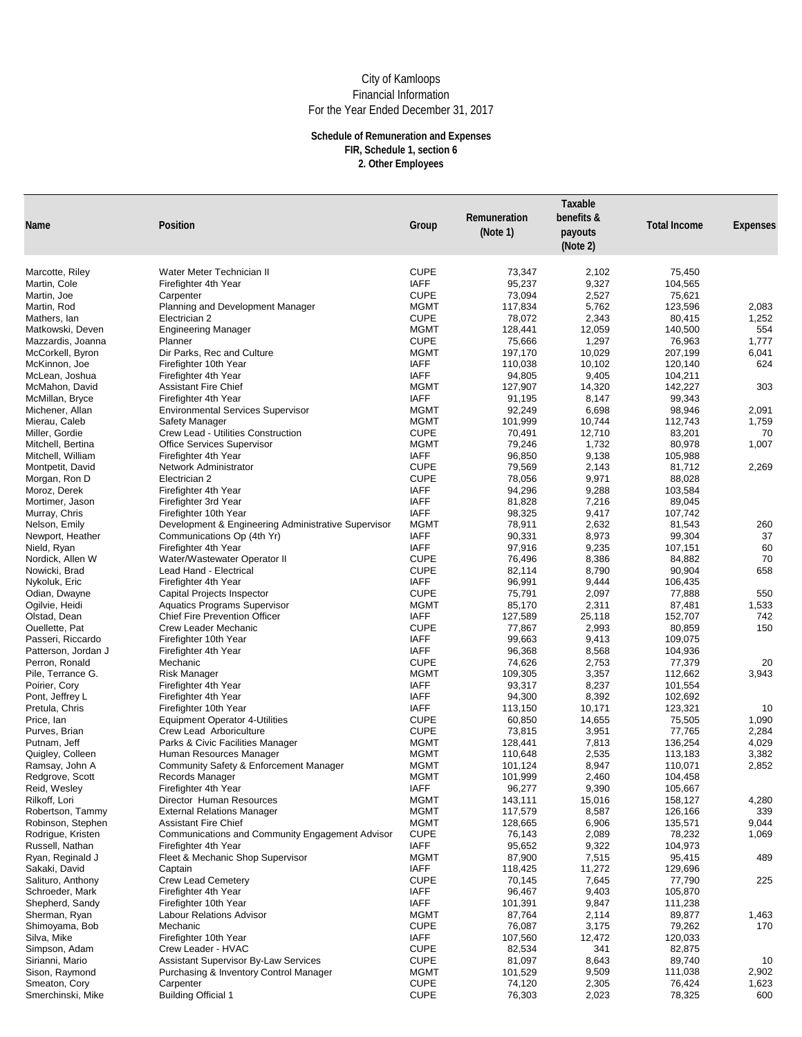City of Kamloops
Financial Information
For the Year Ended December 31, 2017

**Schedule of Remuneration and Expenses**
**FIR, Schedule 1, section 6**
**2. Other Employees**

| Name | Position | Group | Remuneration (Note 1) | Taxable benefits & payouts (Note 2) | Total Income | Expenses |
|---|---|---|---|---|---|---|
| Marcotte, Riley | Water Meter Technician II | CUPE | 73,347 | 2,102 | 75,450 | |
| Martin, Cole | Firefighter 4th Year | IAFF | 95,237 | 9,327 | 104,565 | |
| Martin, Joe | Carpenter | CUPE | 73,094 | 2,527 | 75,621 | |
| Martin, Rod | Planning and Development Manager | MGMT | 117,834 | 5,762 | 123,596 | 2,083 |
| Mathers, Ian | Electrician 2 | CUPE | 78,072 | 2,343 | 80,415 | 1,252 |
| Matkowski, Deven | Engineering Manager | MGMT | 128,441 | 12,059 | 140,500 | 554 |
| Mazzardis, Joanna | Planner | CUPE | 75,666 | 1,297 | 76,963 | 1,777 |
| McCorkell, Byron | Dir Parks, Rec and Culture | MGMT | 197,170 | 10,029 | 207,199 | 6,041 |
| McKinnon, Joe | Firefighter 10th Year | IAFF | 110,038 | 10,102 | 120,140 | 624 |
| McLean, Joshua | Firefighter 4th Year | IAFF | 94,805 | 9,405 | 104,211 | |
| McMahon, David | Assistant Fire Chief | MGMT | 127,907 | 14,320 | 142,227 | 303 |
| McMillan, Bryce | Firefighter 4th Year | IAFF | 91,195 | 8,147 | 99,343 | |
| Michener, Allan | Environmental Services Supervisor | MGMT | 92,249 | 6,698 | 98,946 | 2,091 |
| Mierau, Caleb | Safety Manager | MGMT | 101,999 | 10,744 | 112,743 | 1,759 |
| Miller, Gordie | Crew Lead - Utilities Construction | CUPE | 70,491 | 12,710 | 83,201 | 70 |
| Mitchell, Bertina | Office Services Supervisor | MGMT | 79,246 | 1,732 | 80,978 | 1,007 |
| Mitchell, William | Firefighter 4th Year | IAFF | 96,850 | 9,138 | 105,988 | |
| Montpetit, David | Network Administrator | CUPE | 79,569 | 2,143 | 81,712 | 2,269 |
| Morgan, Ron D | Electrician 2 | CUPE | 78,056 | 9,971 | 88,028 | |
| Moroz, Derek | Firefighter 4th Year | IAFF | 94,296 | 9,288 | 103,584 | |
| Mortimer, Jason | Firefighter 3rd Year | IAFF | 81,828 | 7,216 | 89,045 | |
| Murray, Chris | Firefighter 10th Year | IAFF | 98,325 | 9,417 | 107,742 | |
| Nelson, Emily | Development & Engineering Administrative Supervisor | MGMT | 78,911 | 2,632 | 81,543 | 260 |
| Newport, Heather | Communications Op (4th Yr) | IAFF | 90,331 | 8,973 | 99,304 | 37 |
| Nield, Ryan | Firefighter 4th Year | IAFF | 97,916 | 9,235 | 107,151 | 60 |
| Nordick, Allen W | Water/Wastewater Operator II | CUPE | 76,496 | 8,386 | 84,882 | 70 |
| Nowicki, Brad | Lead Hand - Electrical | CUPE | 82,114 | 8,790 | 90,904 | 658 |
| Nykoluk, Eric | Firefighter 4th Year | IAFF | 96,991 | 9,444 | 106,435 | |
| Odian, Dwayne | Capital Projects Inspector | CUPE | 75,791 | 2,097 | 77,888 | 550 |
| Ogilvie, Heidi | Aquatics Programs Supervisor | MGMT | 85,170 | 2,311 | 87,481 | 1,533 |
| Olstad, Dean | Chief Fire Prevention Officer | IAFF | 127,589 | 25,118 | 152,707 | 742 |
| Ouellette, Pat | Crew Leader Mechanic | CUPE | 77,867 | 2,993 | 80,859 | 150 |
| Passeri, Riccardo | Firefighter 10th Year | IAFF | 99,663 | 9,413 | 109,075 | |
| Patterson, Jordan J | Firefighter 4th Year | IAFF | 96,368 | 8,568 | 104,936 | |
| Perron, Ronald | Mechanic | CUPE | 74,626 | 2,753 | 77,379 | 20 |
| Pile, Terrance G. | Risk Manager | MGMT | 109,305 | 3,357 | 112,662 | 3,943 |
| Poirier, Cory | Firefighter 4th Year | IAFF | 93,317 | 8,237 | 101,554 | |
| Pont, Jeffrey L | Firefighter 4th Year | IAFF | 94,300 | 8,392 | 102,692 | |
| Pretula, Chris | Firefighter 10th Year | IAFF | 113,150 | 10,171 | 123,321 | 10 |
| Price, Ian | Equipment Operator 4-Utilities | CUPE | 60,850 | 14,655 | 75,505 | 1,090 |
| Purves, Brian | Crew Lead Arboriculture | CUPE | 73,815 | 3,951 | 77,765 | 2,284 |
| Putnam, Jeff | Parks & Civic Facilities Manager | MGMT | 128,441 | 7,813 | 136,254 | 4,029 |
| Quigley, Colleen | Human Resources Manager | MGMT | 110,648 | 2,535 | 113,183 | 3,382 |
| Ramsay, John A | Community Safety & Enforcement Manager | MGMT | 101,124 | 8,947 | 110,071 | 2,852 |
| Redgrove, Scott | Records Manager | MGMT | 101,999 | 2,460 | 104,458 | |
| Reid, Wesley | Firefighter 4th Year | IAFF | 96,277 | 9,390 | 105,667 | |
| Rilkoff, Lori | Director Human Resources | MGMT | 143,111 | 15,016 | 158,127 | 4,280 |
| Robertson, Tammy | External Relations Manager | MGMT | 117,579 | 8,587 | 126,166 | 339 |
| Robinson, Stephen | Assistant Fire Chief | MGMT | 128,665 | 6,906 | 135,571 | 9,044 |
| Rodrigue, Kristen | Communications and Community Engagement Advisor | CUPE | 76,143 | 2,089 | 78,232 | 1,069 |
| Russell, Nathan | Firefighter 4th Year | IAFF | 95,652 | 9,322 | 104,973 | |
| Ryan, Reginald J | Fleet & Mechanic Shop Supervisor | MGMT | 87,900 | 7,515 | 95,415 | 489 |
| Sakaki, David | Captain | IAFF | 118,425 | 11,272 | 129,696 | |
| Salituro, Anthony | Crew Lead Cemetery | CUPE | 70,145 | 7,645 | 77,790 | 225 |
| Schroeder, Mark | Firefighter 4th Year | IAFF | 96,467 | 9,403 | 105,870 | |
| Shepherd, Sandy | Firefighter 10th Year | IAFF | 101,391 | 9,847 | 111,238 | |
| Sherman, Ryan | Labour Relations Advisor | MGMT | 87,764 | 2,114 | 89,877 | 1,463 |
| Shimoyama, Bob | Mechanic | CUPE | 76,087 | 3,175 | 79,262 | 170 |
| Silva, Mike | Firefighter 10th Year | IAFF | 107,560 | 12,472 | 120,033 | |
| Simpson, Adam | Crew Leader - HVAC | CUPE | 82,534 | 341 | 82,875 | |
| Sirianni, Mario | Assistant Supervisor By-Law Services | CUPE | 81,097 | 8,643 | 89,740 | 10 |
| Sison, Raymond | Purchasing & Inventory Control Manager | MGMT | 101,529 | 9,509 | 111,038 | 2,902 |
| Smeaton, Cory | Carpenter | CUPE | 74,120 | 2,305 | 76,424 | 1,623 |
| Smerchinski, Mike | Building Official 1 | CUPE | 76,303 | 2,023 | 78,325 | 600 |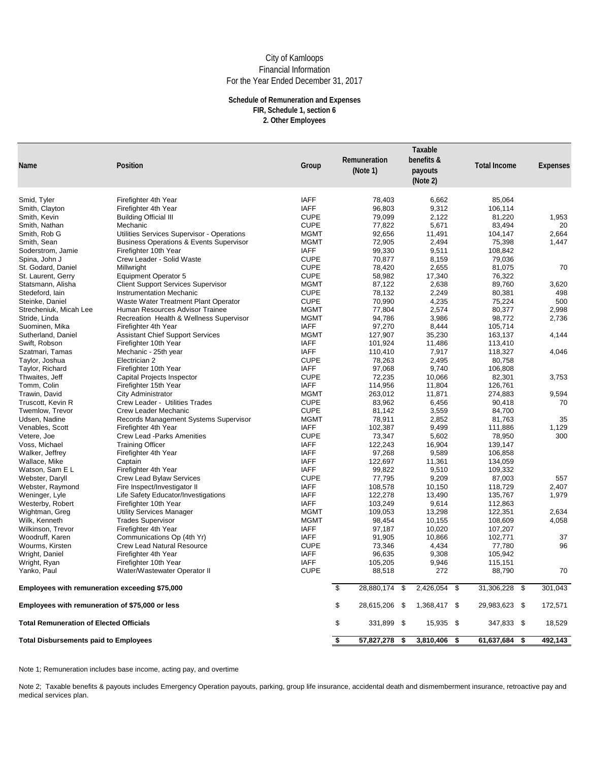City of Kamloops
Financial Information
For the Year Ended December 31, 2017

**Schedule of Remuneration and Expenses**
**FIR, Schedule 1, section 6**
**2. Other Employees**

| Name | Position | Group | Remuneration (Note 1) | Taxable benefits & payouts (Note 2) | Total Income | Expenses |
|---|---|---|---|---|---|---|
| Smid, Tyler | Firefighter 4th Year | IAFF | 78,403 | 6,662 | 85,064 | |
| Smith, Clayton | Firefighter 4th Year | IAFF | 96,803 | 9,312 | 106,114 | |
| Smith, Kevin | Building Official III | CUPE | 79,099 | 2,122 | 81,220 | 1,953 |
| Smith, Nathan | Mechanic | CUPE | 77,822 | 5,671 | 83,494 | 20 |
| Smith, Rob G | Utilities Services Supervisor - Operations | MGMT | 92,656 | 11,491 | 104,147 | 2,664 |
| Smith, Sean | Business Operations & Events Supervisor | MGMT | 72,905 | 2,494 | 75,398 | 1,447 |
| Soderstrom, Jamie | Firefighter 10th Year | IAFF | 99,330 | 9,511 | 108,842 | |
| Spina, John J | Crew Leader - Solid Waste | CUPE | 70,877 | 8,159 | 79,036 | |
| St. Godard, Daniel | Millwright | CUPE | 78,420 | 2,655 | 81,075 | 70 |
| St. Laurent, Gerry | Equipment Operator 5 | CUPE | 58,982 | 17,340 | 76,322 | |
| Statsmann, Alisha | Client Support Services Supervisor | MGMT | 87,122 | 2,638 | 89,760 | 3,620 |
| Stedeford, Iain | Instrumentation Mechanic | CUPE | 78,132 | 2,249 | 80,381 | 498 |
| Steinke, Daniel | Waste Water Treatment Plant Operator | CUPE | 70,990 | 4,235 | 75,224 | 500 |
| Strecheniuk, Micah Lee | Human Resources Advisor Trainee | MGMT | 77,804 | 2,574 | 80,377 | 2,998 |
| Stride, Linda | Recreation Health & Wellness Supervisor | MGMT | 94,786 | 3,986 | 98,772 | 2,736 |
| Suominen, Mika | Firefighter 4th Year | IAFF | 97,270 | 8,444 | 105,714 | |
| Sutherland, Daniel | Assistant Chief Support Services | MGMT | 127,907 | 35,230 | 163,137 | 4,144 |
| Swift, Robson | Firefighter 10th Year | IAFF | 101,924 | 11,486 | 113,410 | |
| Szatmari, Tamas | Mechanic - 25th year | IAFF | 110,410 | 7,917 | 118,327 | 4,046 |
| Taylor, Joshua | Electrician 2 | CUPE | 78,263 | 2,495 | 80,758 | |
| Taylor, Richard | Firefighter 10th Year | IAFF | 97,068 | 9,740 | 106,808 | |
| Thwaites, Jeff | Capital Projects Inspector | CUPE | 72,235 | 10,066 | 82,301 | 3,753 |
| Tomm, Colin | Firefighter 15th Year | IAFF | 114,956 | 11,804 | 126,761 | |
| Trawin, David | City Administrator | MGMT | 263,012 | 11,871 | 274,883 | 9,594 |
| Truscott, Kevin R | Crew Leader - Utilities Trades | CUPE | 83,962 | 6,456 | 90,418 | 70 |
| Twemlow, Trevor | Crew Leader Mechanic | CUPE | 81,142 | 3,559 | 84,700 | |
| Udsen, Nadine | Records Management Systems Supervisor | MGMT | 78,911 | 2,852 | 81,763 | 35 |
| Venables, Scott | Firefighter 4th Year | IAFF | 102,387 | 9,499 | 111,886 | 1,129 |
| Vetere, Joe | Crew Lead -Parks Amenities | CUPE | 73,347 | 5,602 | 78,950 | 300 |
| Voss, Michael | Training Officer | IAFF | 122,243 | 16,904 | 139,147 | |
| Walker, Jeffrey | Firefighter 4th Year | IAFF | 97,268 | 9,589 | 106,858 | |
| Wallace, Mike | Captain | IAFF | 122,697 | 11,361 | 134,059 | |
| Watson, Sam E L | Firefighter 4th Year | IAFF | 99,822 | 9,510 | 109,332 | |
| Webster, Daryll | Crew Lead Bylaw Services | CUPE | 77,795 | 9,209 | 87,003 | 557 |
| Webster, Raymond | Fire Inspect/Investigator II | IAFF | 108,578 | 10,150 | 118,729 | 2,407 |
| Weninger, Lyle | Life Safety Educator/Investigations | IAFF | 122,278 | 13,490 | 135,767 | 1,979 |
| Westerby, Robert | Firefighter 10th Year | IAFF | 103,249 | 9,614 | 112,863 | |
| Wightman, Greg | Utility Services Manager | MGMT | 109,053 | 13,298 | 122,351 | 2,634 |
| Wilk, Kenneth | Trades Supervisor | MGMT | 98,454 | 10,155 | 108,609 | 4,058 |
| Wilkinson, Trevor | Firefighter 4th Year | IAFF | 97,187 | 10,020 | 107,207 | |
| Woodruff, Karen | Communications Op (4th Yr) | IAFF | 91,905 | 10,866 | 102,771 | 37 |
| Wourms, Kirsten | Crew Lead Natural Resource | CUPE | 73,346 | 4,434 | 77,780 | 96 |
| Wright, Daniel | Firefighter 4th Year | IAFF | 96,635 | 9,308 | 105,942 | |
| Wright, Ryan | Firefighter 10th Year | IAFF | 105,205 | 9,946 | 115,151 | |
| Yanko, Paul | Water/Wastewater Operator II | CUPE | 88,518 | 272 | 88,790 | 70 |
| **Employees with remuneration exceeding $75,000** | | | $ 28,880,174 | $ 2,426,054 | $ 31,306,228 | $ 301,043 |
| **Employees with remuneration of $75,000 or less** | | | $ 28,615,206 | $ 1,368,417 | $ 29,983,623 | $ 172,571 |
| **Total Remuneration of Elected Officials** | | | $ 331,899 | $ 15,935 | $ 347,833 | $ 18,529 |
| **Total Disbursements paid to Employees** | | | **$ 57,827,278** | **$ 3,810,406** | **$ 61,637,684** | **$ 492,143** |

Note 1; Remuneration includes base income, acting pay, and overtime

Note 2; Taxable benefits & payouts includes Emergency Operation payouts, parking, group life insurance, accidental death and dismemberment insurance, retroactive pay and medical services plan.